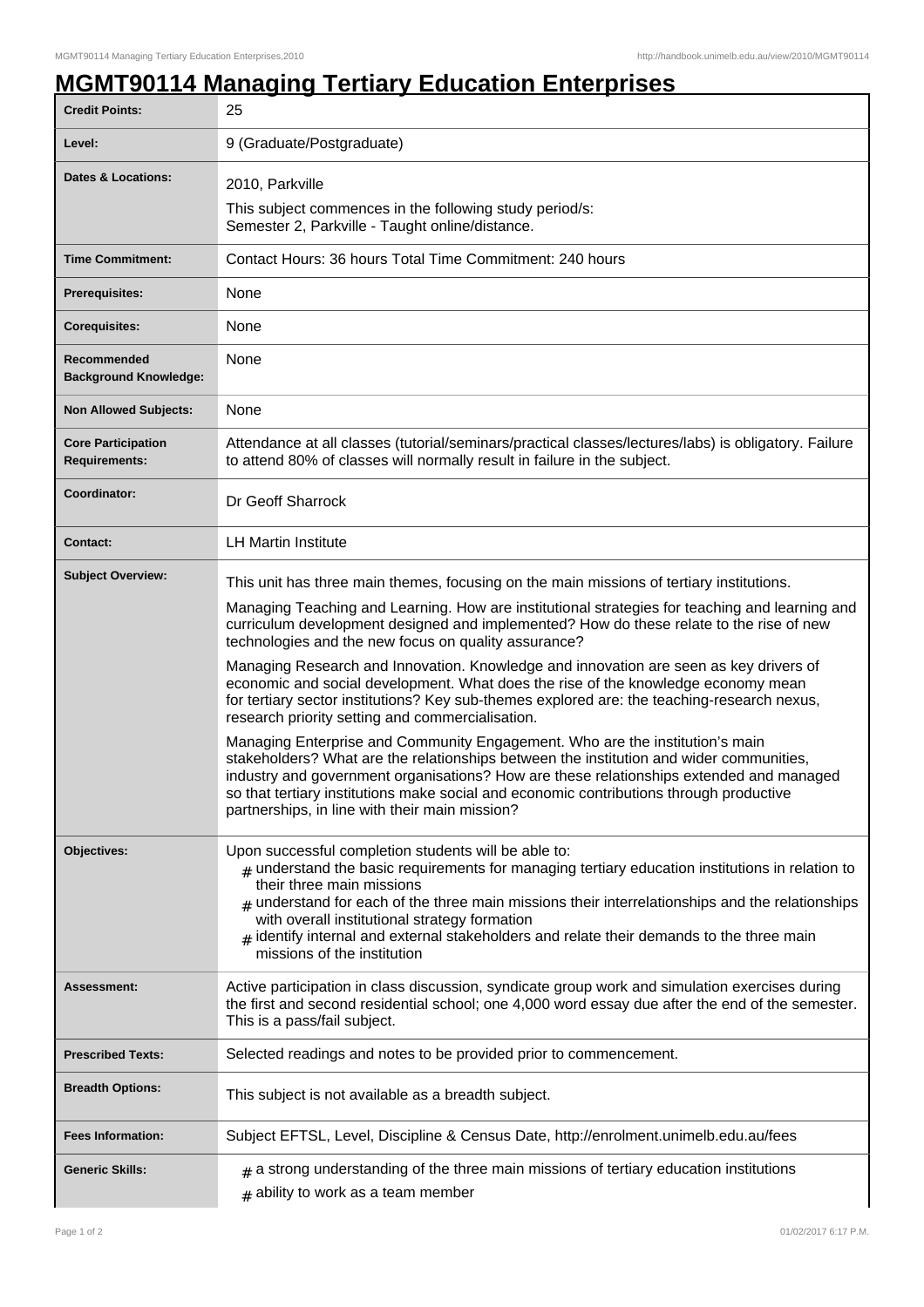# MGMT90114 Managing Tertiary Education Enterprises

| | |
|---|---|
| **Credit Points:** | 25 |
| **Level:** | 9 (Graduate/Postgraduate) |
| **Dates & Locations:** | 2010, Parkville<br>This subject commences in the following study period/s:<br>Semester 2, Parkville - Taught online/distance. |
| **Time Commitment:** | Contact Hours: 36 hours Total Time Commitment: 240 hours |
| **Prerequisites:** | None |
| **Corequisites:** | None |
| **Recommended Background Knowledge:** | None |
| **Non Allowed Subjects:** | None |
| **Core Participation Requirements:** | Attendance at all classes (tutorial/seminars/practical classes/lectures/labs) is obligatory. Failure to attend 80% of classes will normally result in failure in the subject. |
| **Coordinator:** | Dr Geoff Sharrock |
| **Contact:** | LH Martin Institute |
| **Subject Overview:** | This unit has three main themes, focusing on the main missions of tertiary institutions.<br>Managing Teaching and Learning. How are institutional strategies for teaching and learning and curriculum development designed and implemented? How do these relate to the rise of new technologies and the new focus on quality assurance?<br>Managing Research and Innovation. Knowledge and innovation are seen as key drivers of economic and social development. What does the rise of the knowledge economy mean for tertiary sector institutions? Key sub-themes explored are: the teaching-research nexus, research priority setting and commercialisation.<br>Managing Enterprise and Community Engagement. Who are the institution's main stakeholders? What are the relationships between the institution and wider communities, industry and government organisations? How are these relationships extended and managed so that tertiary institutions make social and economic contributions through productive partnerships, in line with their main mission? |
| **Objectives:** | Upon successful completion students will be able to:<br># understand the basic requirements for managing tertiary education institutions in relation to their three main missions<br># understand for each of the three main missions their interrelationships and the relationships with overall institutional strategy formation<br># identify internal and external stakeholders and relate their demands to the three main missions of the institution |
| **Assessment:** | Active participation in class discussion, syndicate group work and simulation exercises during the first and second residential school; one 4,000 word essay due after the end of the semester. This is a pass/fail subject. |
| **Prescribed Texts:** | Selected readings and notes to be provided prior to commencement. |
| **Breadth Options:** | This subject is not available as a breadth subject. |
| **Fees Information:** | Subject EFTSL, Level, Discipline & Census Date, http://enrolment.unimelb.edu.au/fees |
| **Generic Skills:** | # a strong understanding of the three main missions of tertiary education institutions<br># ability to work as a team member |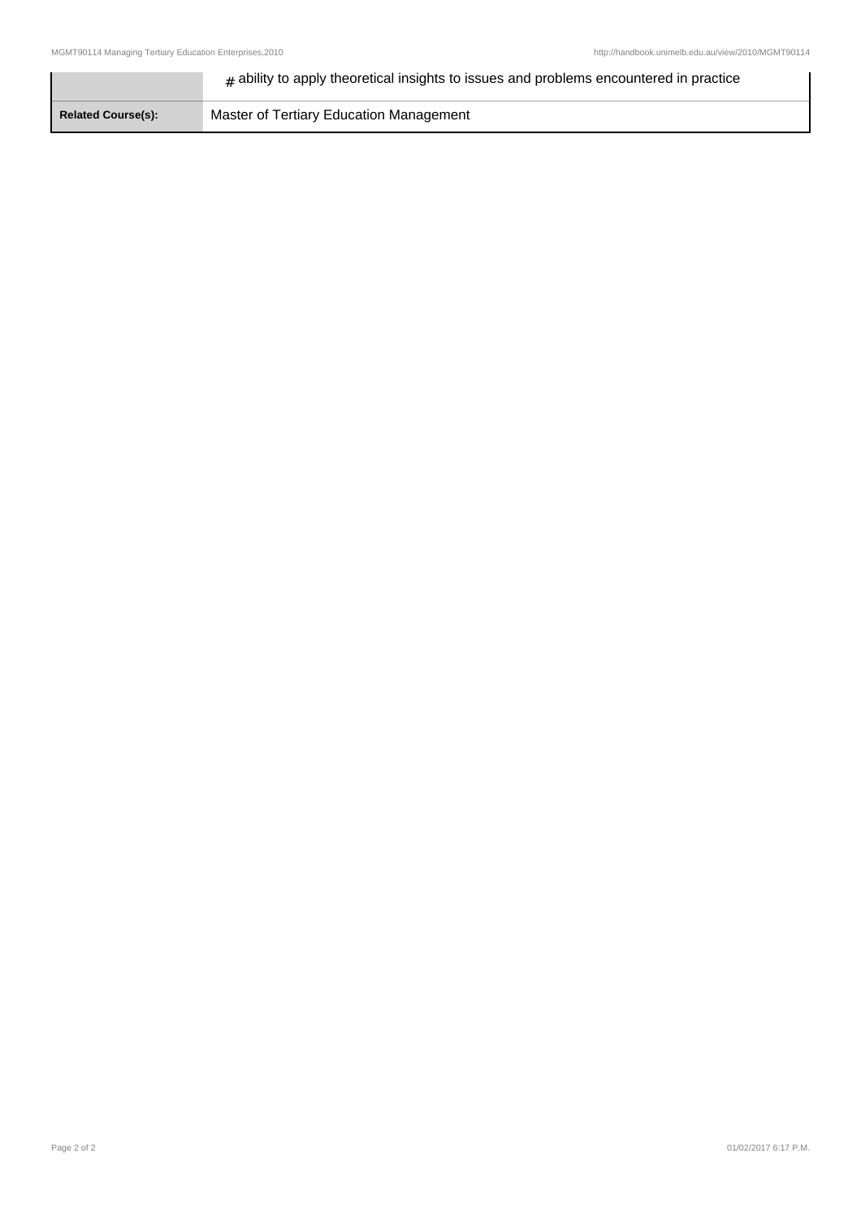| | |
|---|---|
| | # ability to apply theoretical insights to issues and problems encountered in practice |
| **Related Course(s):** | Master of Tertiary Education Management |